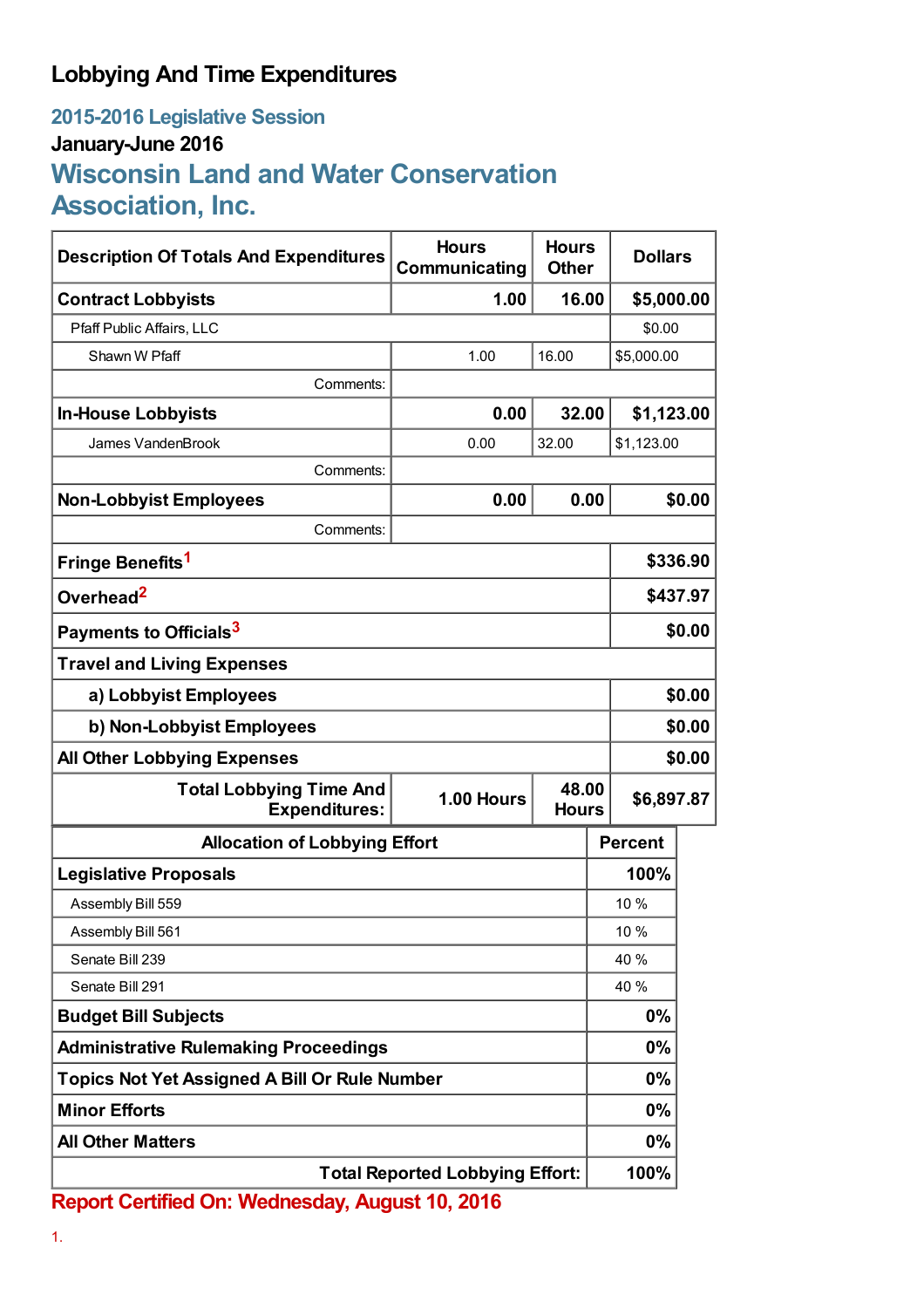# Lobbying And Time Expenditures

## 2015-2016 Legislative Session

### January-June 2016

## Wisconsin Land and Water Conservation Association, Inc.

| Description Of Totals And Expenditures | Hours Communicating | Hours Other | Dollars |
|---|---|---|---|
| **Contract Lobbyists** | **1.00** | **16.00** | **$5,000.00** |
| Pfaff Public Affairs, LLC | | | $0.00 |
| Shawn W Pfaff | 1.00 | 16.00 | $5,000.00 |
| Comments: | | | |
| **In-House Lobbyists** | **0.00** | **32.00** | **$1,123.00** |
| James VandenBrook | 0.00 | 32.00 | $1,123.00 |
| Comments: | | | |
| **Non-Lobbyist Employees** | **0.00** | **0.00** | **$0.00** |
| Comments: | | | |
| **Fringe Benefits**[1] | | | **$336.90** |
| **Overhead**[2] | | | **$437.97** |
| **Payments to Officials**[3] | | | **$0.00** |
| **Travel and Living Expenses** | | | |
| **a) Lobbyist Employees** | | | **$0.00** |
| **b) Non-Lobbyist Employees** | | | **$0.00** |
| **All Other Lobbying Expenses** | | | **$0.00** |
| **Total Lobbying Time And Expenditures:** | **1.00 Hours** | **48.00 Hours** | **$6,897.87** |

| Allocation of Lobbying Effort | Percent |
|---|---|
| **Legislative Proposals** | **100%** |
| Assembly Bill 559 | 10 % |
| Assembly Bill 561 | 10 % |
| Senate Bill 239 | 40 % |
| Senate Bill 291 | 40 % |
| **Budget Bill Subjects** | **0%** |
| **Administrative Rulemaking Proceedings** | **0%** |
| **Topics Not Yet Assigned A Bill Or Rule Number** | **0%** |
| **Minor Efforts** | **0%** |
| **All Other Matters** | **0%** |
| **Total Reported Lobbying Effort:** | **100%** |

**Report Certified On: Wednesday, August 10, 2016**

1.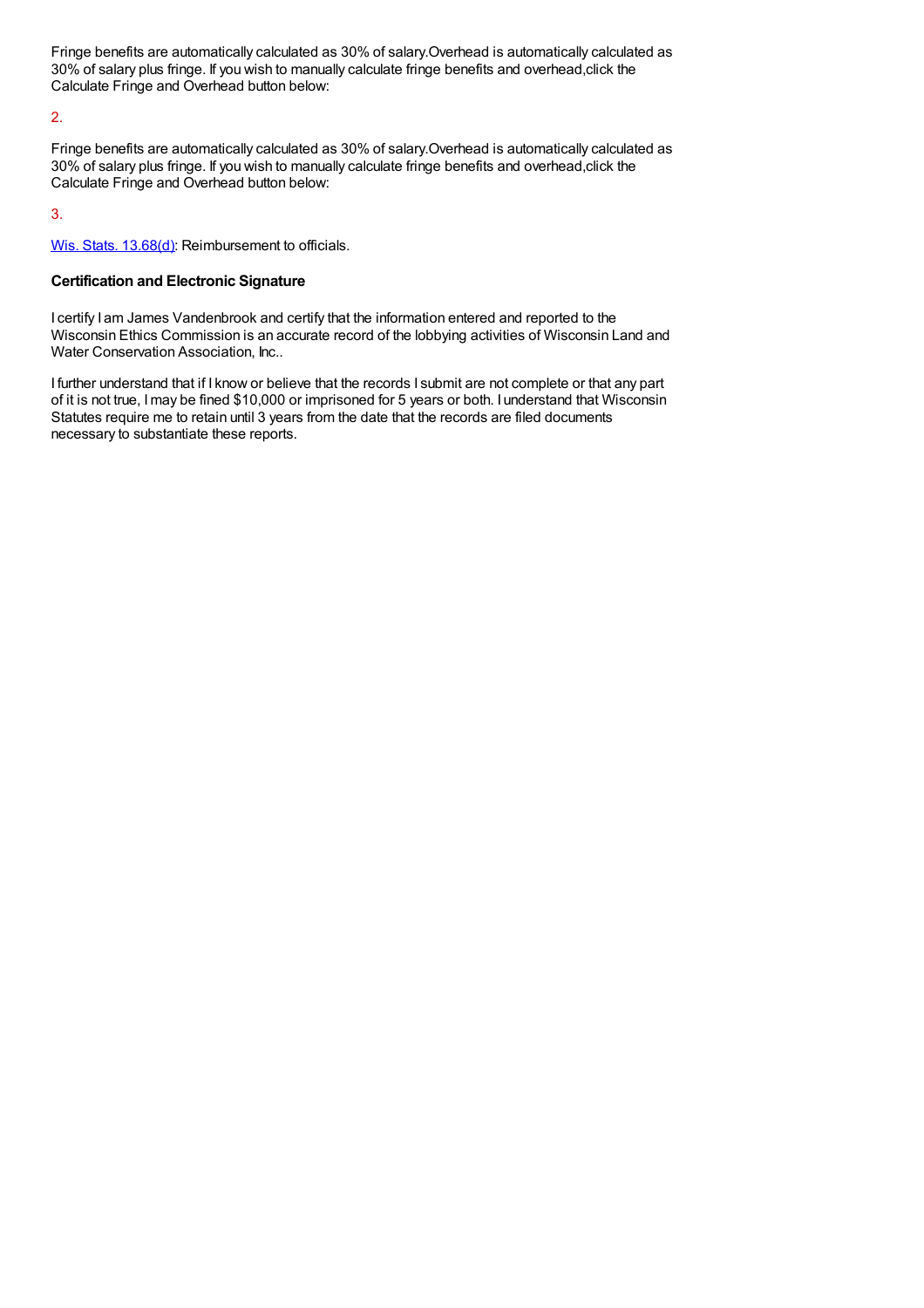Fringe benefits are automatically calculated as 30% of salary.Overhead is automatically calculated as 30% of salary plus fringe. If you wish to manually calculate fringe benefits and overhead,click the Calculate Fringe and Overhead button below:

2.

Fringe benefits are automatically calculated as 30% of salary.Overhead is automatically calculated as 30% of salary plus fringe. If you wish to manually calculate fringe benefits and overhead,click the Calculate Fringe and Overhead button below:

3.

Wis. Stats. 13.68(d): Reimbursement to officials.

**Certification and Electronic Signature**

I certify I am James Vandenbrook and certify that the information entered and reported to the Wisconsin Ethics Commission is an accurate record of the lobbying activities of Wisconsin Land and Water Conservation Association, Inc..

I further understand that if I know or believe that the records I submit are not complete or that any part of it is not true, I may be fined $10,000 or imprisoned for 5 years or both. I understand that Wisconsin Statutes require me to retain until 3 years from the date that the records are filed documents necessary to substantiate these reports.